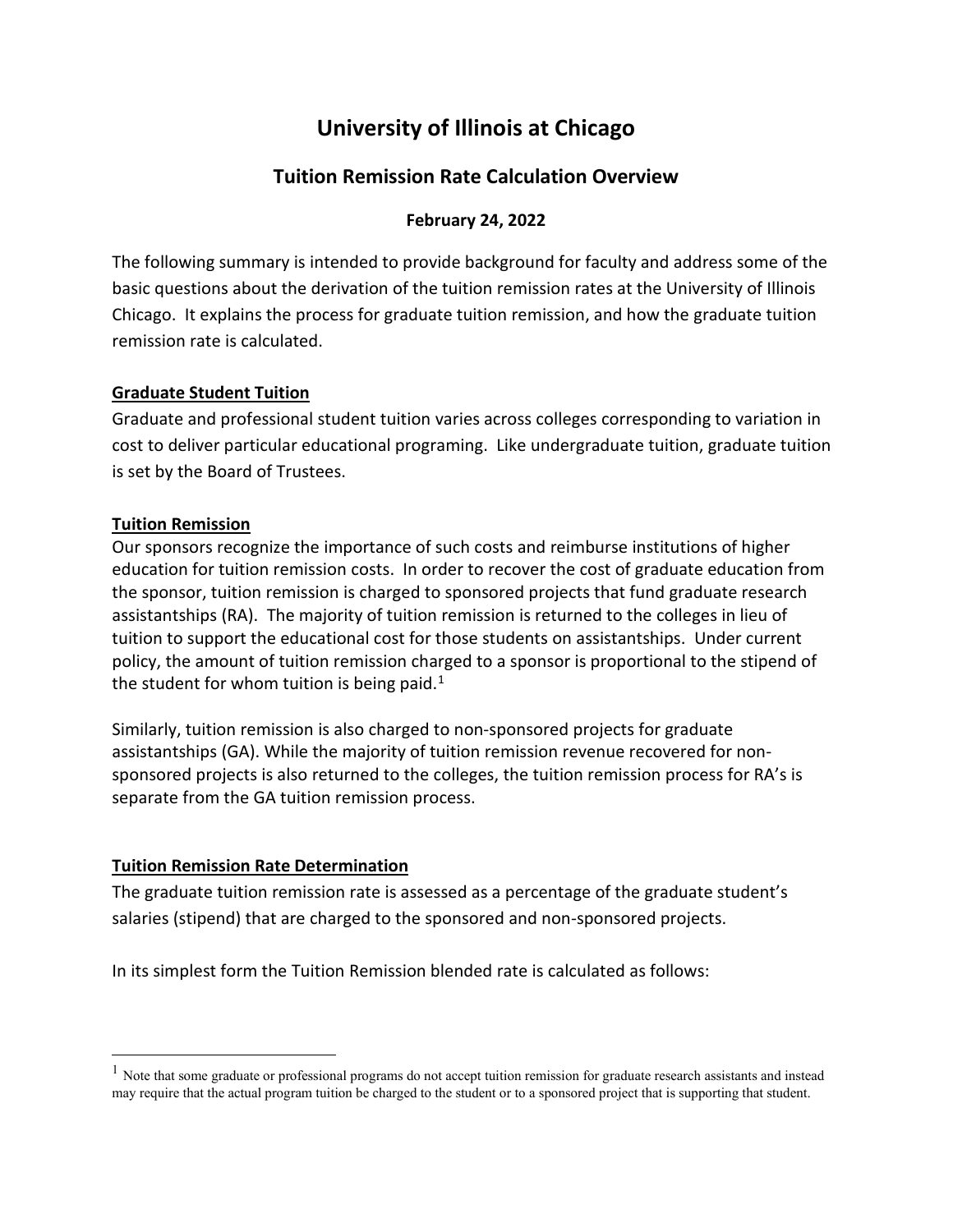# University of Illinois at Chicago

## Tuition Remission Rate Calculation Overview

**February 24, 2022**

The following summary is intended to provide background for faculty and address some of the basic questions about the derivation of the tuition remission rates at the University of Illinois Chicago. It explains the process for graduate tuition remission, and how the graduate tuition remission rate is calculated.

**Graduate Student Tuition**

Graduate and professional student tuition varies across colleges corresponding to variation in cost to deliver particular educational programing. Like undergraduate tuition, graduate tuition is set by the Board of Trustees.

**Tuition Remission**

Our sponsors recognize the importance of such costs and reimburse institutions of higher education for tuition remission costs. In order to recover the cost of graduate education from the sponsor, tuition remission is charged to sponsored projects that fund graduate research assistantships (RA). The majority of tuition remission is returned to the colleges in lieu of tuition to support the educational cost for those students on assistantships. Under current policy, the amount of tuition remission charged to a sponsor is proportional to the stipend of the student for whom tuition is being paid.[1]

Similarly, tuition remission is also charged to non-sponsored projects for graduate assistantships (GA). While the majority of tuition remission revenue recovered for non-sponsored projects is also returned to the colleges, the tuition remission process for RA's is separate from the GA tuition remission process.

**Tuition Remission Rate Determination**

The graduate tuition remission rate is assessed as a percentage of the graduate student's salaries (stipend) that are charged to the sponsored and non-sponsored projects.

In its simplest form the Tuition Remission blended rate is calculated as follows:

[1] Note that some graduate or professional programs do not accept tuition remission for graduate research assistants and instead may require that the actual program tuition be charged to the student or to a sponsored project that is supporting that student.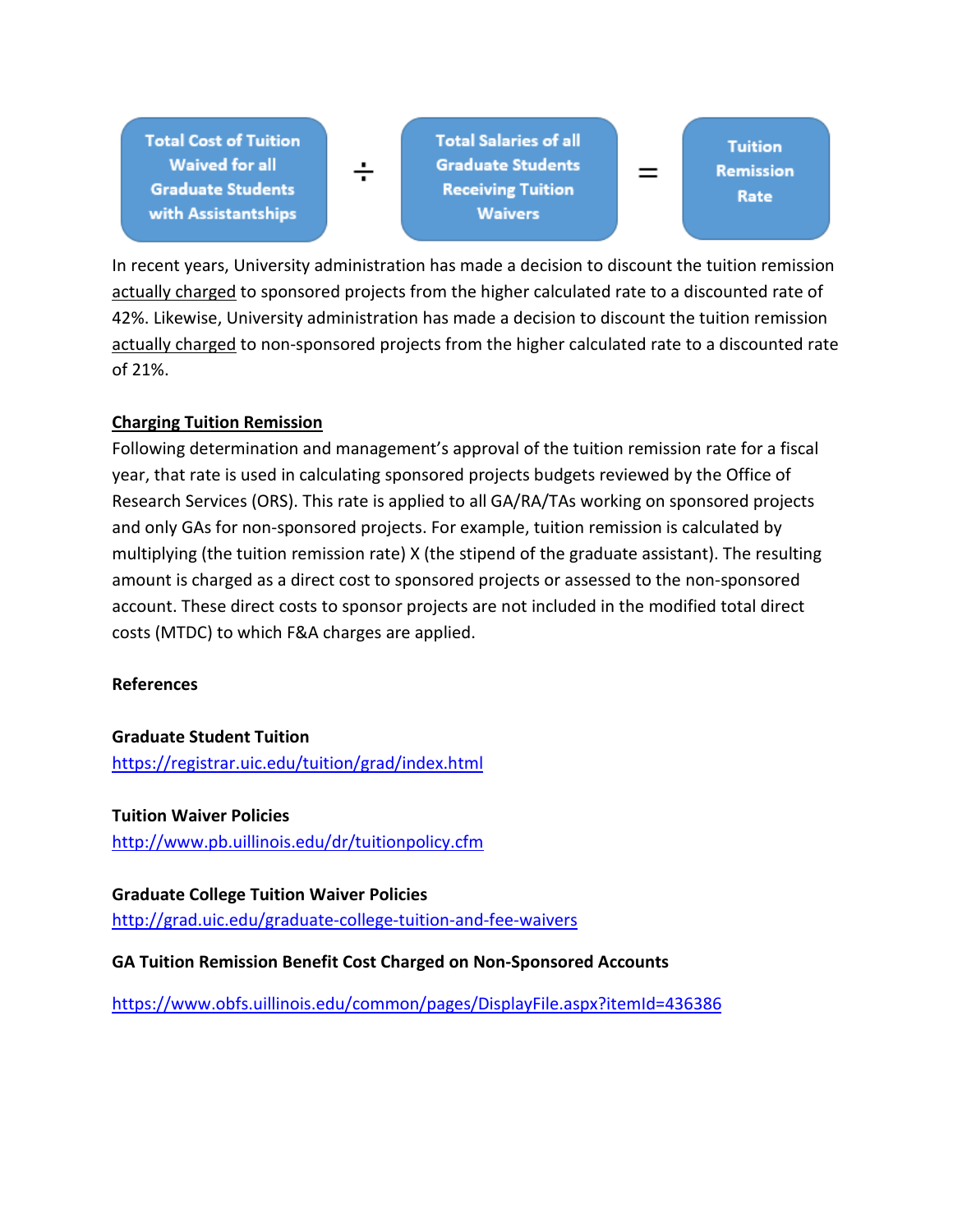Total Cost of Tuition Waived for all Graduate Students with Assistantships ÷ Total Salaries of all Graduate Students Receiving Tuition Waivers = Tuition Remission Rate

In recent years, University administration has made a decision to discount the tuition remission actually charged to sponsored projects from the higher calculated rate to a discounted rate of 42%. Likewise, University administration has made a decision to discount the tuition remission actually charged to non-sponsored projects from the higher calculated rate to a discounted rate of 21%.

**Charging Tuition Remission**

Following determination and management's approval of the tuition remission rate for a fiscal year, that rate is used in calculating sponsored projects budgets reviewed by the Office of Research Services (ORS). This rate is applied to all GA/RA/TAs working on sponsored projects and only GAs for non-sponsored projects. For example, tuition remission is calculated by multiplying (the tuition remission rate) X (the stipend of the graduate assistant). The resulting amount is charged as a direct cost to sponsored projects or assessed to the non-sponsored account. These direct costs to sponsor projects are not included in the modified total direct costs (MTDC) to which F&A charges are applied.

**References**

**Graduate Student Tuition**

https://registrar.uic.edu/tuition/grad/index.html

**Tuition Waiver Policies**

http://www.pb.uillinois.edu/dr/tuitionpolicy.cfm

**Graduate College Tuition Waiver Policies**

http://grad.uic.edu/graduate-college-tuition-and-fee-waivers

**GA Tuition Remission Benefit Cost Charged on Non-Sponsored Accounts**

https://www.obfs.uillinois.edu/common/pages/DisplayFile.aspx?itemId=436386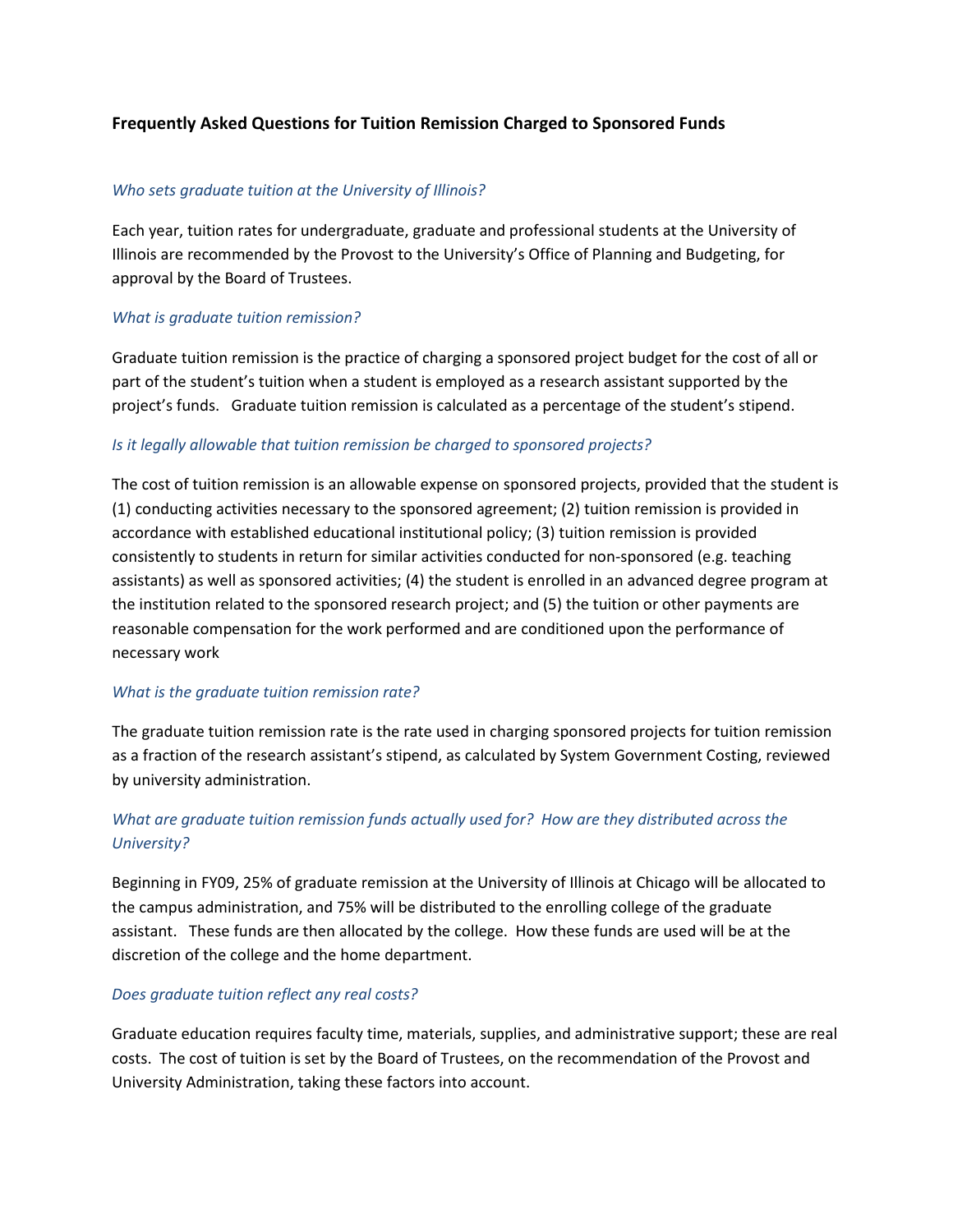## Frequently Asked Questions for Tuition Remission Charged to Sponsored Funds

*Who sets graduate tuition at the University of Illinois?*

Each year, tuition rates for undergraduate, graduate and professional students at the University of Illinois are recommended by the Provost to the University's Office of Planning and Budgeting, for approval by the Board of Trustees.

*What is graduate tuition remission?*

Graduate tuition remission is the practice of charging a sponsored project budget for the cost of all or part of the student's tuition when a student is employed as a research assistant supported by the project's funds. Graduate tuition remission is calculated as a percentage of the student's stipend.

*Is it legally allowable that tuition remission be charged to sponsored projects?*

The cost of tuition remission is an allowable expense on sponsored projects, provided that the student is (1) conducting activities necessary to the sponsored agreement; (2) tuition remission is provided in accordance with established educational institutional policy; (3) tuition remission is provided consistently to students in return for similar activities conducted for non-sponsored (e.g. teaching assistants) as well as sponsored activities; (4) the student is enrolled in an advanced degree program at the institution related to the sponsored research project; and (5) the tuition or other payments are reasonable compensation for the work performed and are conditioned upon the performance of necessary work

*What is the graduate tuition remission rate?*

The graduate tuition remission rate is the rate used in charging sponsored projects for tuition remission as a fraction of the research assistant's stipend, as calculated by System Government Costing, reviewed by university administration.

*What are graduate tuition remission funds actually used for? How are they distributed across the University?*

Beginning in FY09, 25% of graduate remission at the University of Illinois at Chicago will be allocated to the campus administration, and 75% will be distributed to the enrolling college of the graduate assistant. These funds are then allocated by the college. How these funds are used will be at the discretion of the college and the home department.

*Does graduate tuition reflect any real costs?*

Graduate education requires faculty time, materials, supplies, and administrative support; these are real costs. The cost of tuition is set by the Board of Trustees, on the recommendation of the Provost and University Administration, taking these factors into account.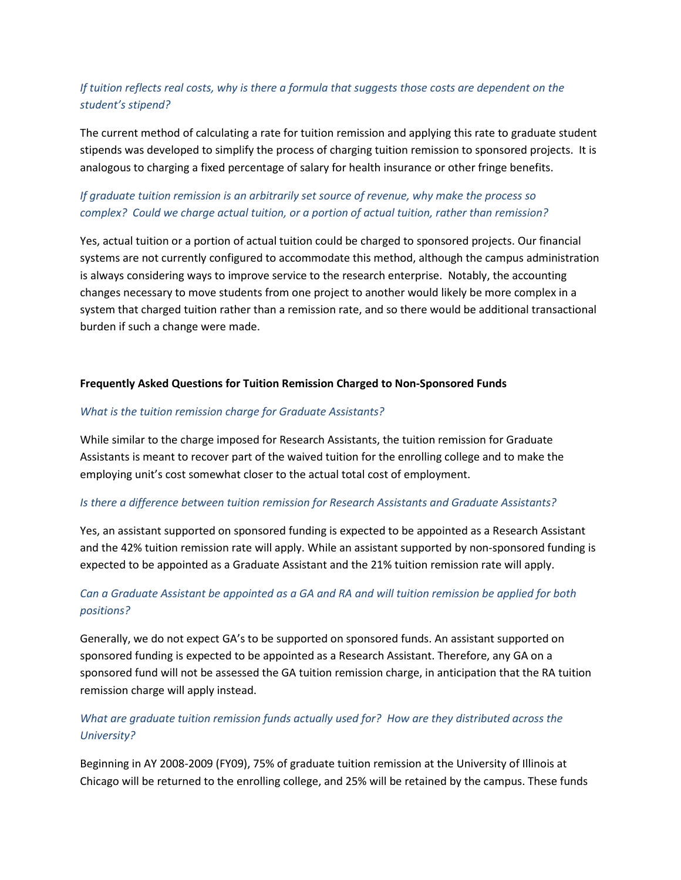*If tuition reflects real costs, why is there a formula that suggests those costs are dependent on the student's stipend?*

The current method of calculating a rate for tuition remission and applying this rate to graduate student stipends was developed to simplify the process of charging tuition remission to sponsored projects. It is analogous to charging a fixed percentage of salary for health insurance or other fringe benefits.

*If graduate tuition remission is an arbitrarily set source of revenue, why make the process so complex? Could we charge actual tuition, or a portion of actual tuition, rather than remission?*

Yes, actual tuition or a portion of actual tuition could be charged to sponsored projects. Our financial systems are not currently configured to accommodate this method, although the campus administration is always considering ways to improve service to the research enterprise. Notably, the accounting changes necessary to move students from one project to another would likely be more complex in a system that charged tuition rather than a remission rate, and so there would be additional transactional burden if such a change were made.

**Frequently Asked Questions for Tuition Remission Charged to Non-Sponsored Funds**

*What is the tuition remission charge for Graduate Assistants?*

While similar to the charge imposed for Research Assistants, the tuition remission for Graduate Assistants is meant to recover part of the waived tuition for the enrolling college and to make the employing unit's cost somewhat closer to the actual total cost of employment.

*Is there a difference between tuition remission for Research Assistants and Graduate Assistants?*

Yes, an assistant supported on sponsored funding is expected to be appointed as a Research Assistant and the 42% tuition remission rate will apply. While an assistant supported by non-sponsored funding is expected to be appointed as a Graduate Assistant and the 21% tuition remission rate will apply.

*Can a Graduate Assistant be appointed as a GA and RA and will tuition remission be applied for both positions?*

Generally, we do not expect GA's to be supported on sponsored funds. An assistant supported on sponsored funding is expected to be appointed as a Research Assistant. Therefore, any GA on a sponsored fund will not be assessed the GA tuition remission charge, in anticipation that the RA tuition remission charge will apply instead.

*What are graduate tuition remission funds actually used for? How are they distributed across the University?*

Beginning in AY 2008-2009 (FY09), 75% of graduate tuition remission at the University of Illinois at Chicago will be returned to the enrolling college, and 25% will be retained by the campus. These funds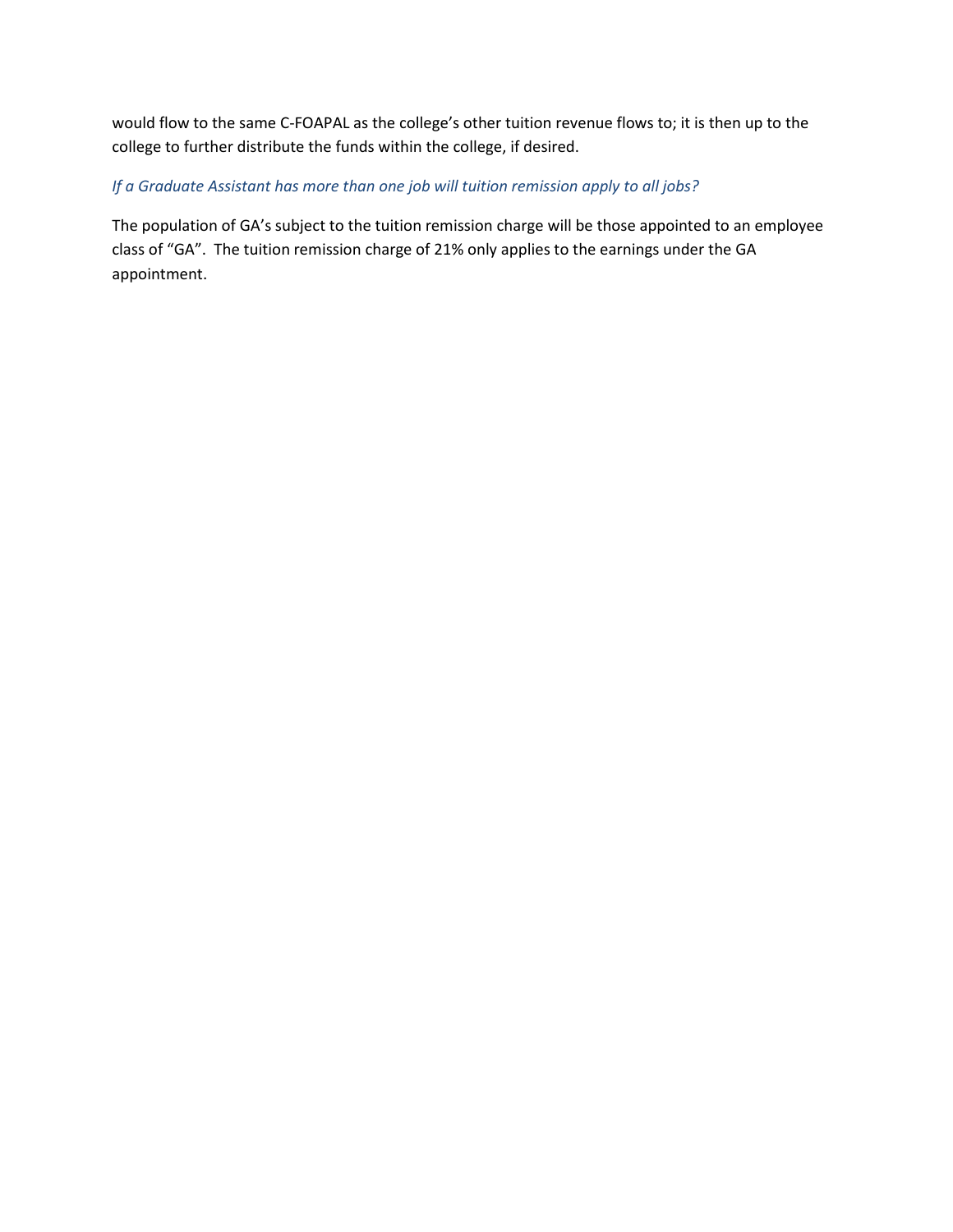would flow to the same C-FOAPAL as the college's other tuition revenue flows to; it is then up to the college to further distribute the funds within the college, if desired.

*If a Graduate Assistant has more than one job will tuition remission apply to all jobs?*

The population of GA's subject to the tuition remission charge will be those appointed to an employee class of "GA". The tuition remission charge of 21% only applies to the earnings under the GA appointment.